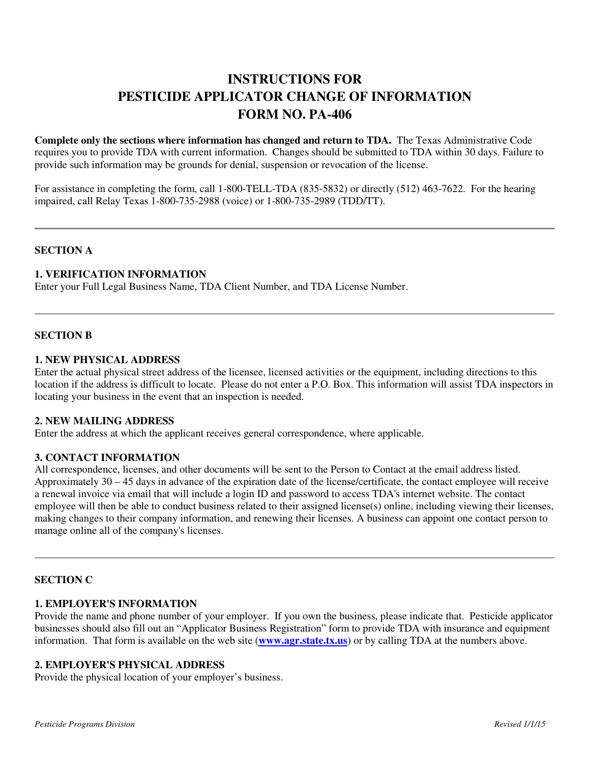# INSTRUCTIONS FOR PESTICIDE APPLICATOR CHANGE OF INFORMATION FORM NO. PA-406

**Complete only the sections where information has changed and return to TDA.** The Texas Administrative Code requires you to provide TDA with current information. Changes should be submitted to TDA within 30 days. Failure to provide such information may be grounds for denial, suspension or revocation of the license.

For assistance in completing the form, call 1-800-TELL-TDA (835-5832) or directly (512) 463-7622. For the hearing impaired, call Relay Texas 1-800-735-2988 (voice) or 1-800-735-2989 (TDD/TT).

---

## SECTION A

### 1. VERIFICATION INFORMATION

Enter your Full Legal Business Name, TDA Client Number, and TDA License Number.

---

## SECTION B

### 1. NEW PHYSICAL ADDRESS

Enter the actual physical street address of the licensee, licensed activities or the equipment, including directions to this location if the address is difficult to locate. Please do not enter a P.O. Box. This information will assist TDA inspectors in locating your business in the event that an inspection is needed.

### 2. NEW MAILING ADDRESS

Enter the address at which the applicant receives general correspondence, where applicable.

### 3. CONTACT INFORMATION

All correspondence, licenses, and other documents will be sent to the Person to Contact at the email address listed. Approximately 30 – 45 days in advance of the expiration date of the license/certificate, the contact employee will receive a renewal invoice via email that will include a login ID and password to access TDA's internet website. The contact employee will then be able to conduct business related to their assigned license(s) online, including viewing their licenses, making changes to their company information, and renewing their licenses. A business can appoint one contact person to manage online all of the company's licenses.

---

## SECTION C

### 1. EMPLOYER'S INFORMATION

Provide the name and phone number of your employer. If you own the business, please indicate that. Pesticide applicator businesses should also fill out an "Applicator Business Registration" form to provide TDA with insurance and equipment information. That form is available on the web site (**www.agr.state.tx.us**) or by calling TDA at the numbers above.

### 2. EMPLOYER'S PHYSICAL ADDRESS

Provide the physical location of your employer's business.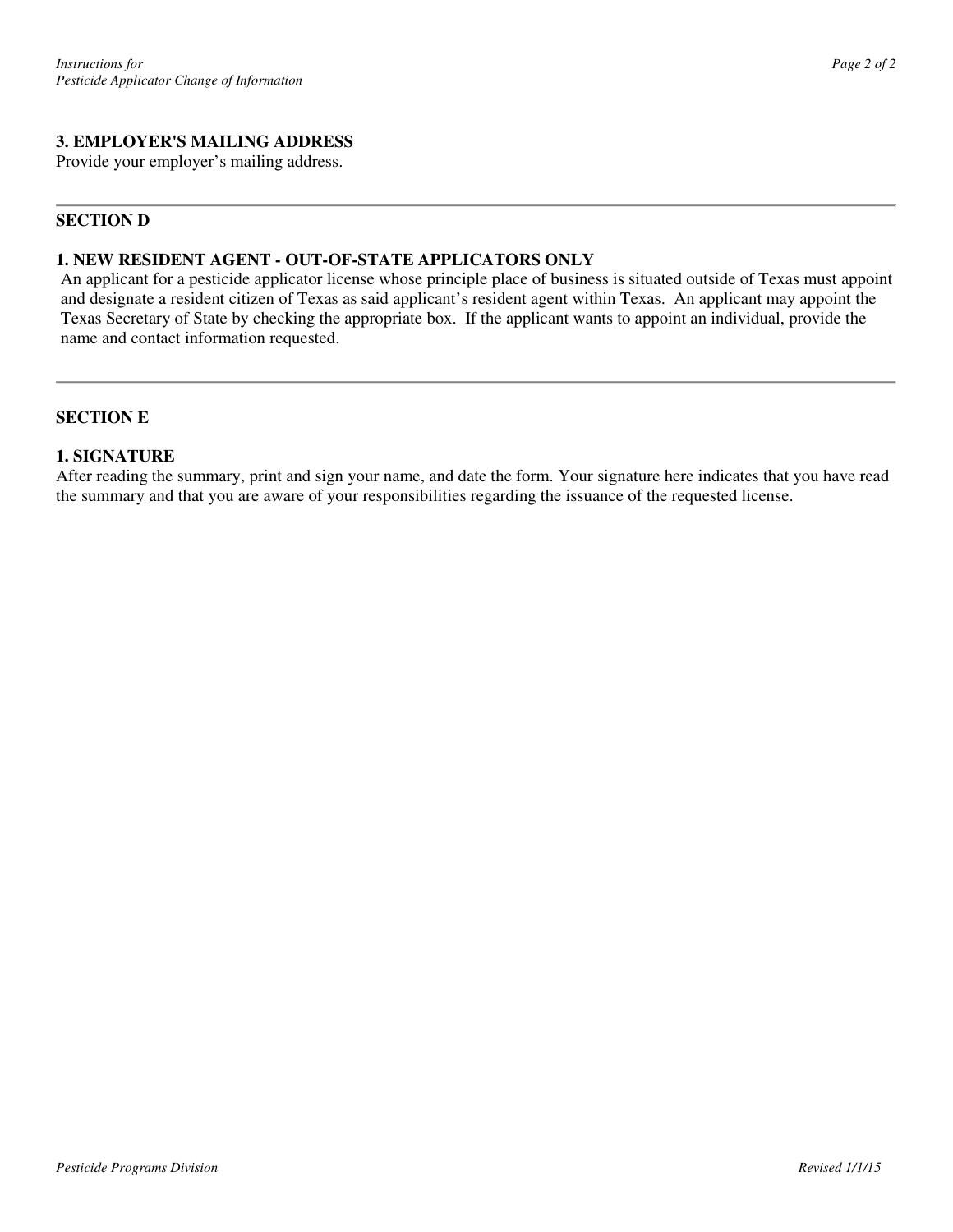### 3. EMPLOYER'S MAILING ADDRESS

Provide your employer's mailing address.

---

## SECTION D

### 1. NEW RESIDENT AGENT - OUT-OF-STATE APPLICATORS ONLY

An applicant for a pesticide applicator license whose principle place of business is situated outside of Texas must appoint and designate a resident citizen of Texas as said applicant's resident agent within Texas. An applicant may appoint the Texas Secretary of State by checking the appropriate box. If the applicant wants to appoint an individual, provide the name and contact information requested.

---

## SECTION E

### 1. SIGNATURE

After reading the summary, print and sign your name, and date the form. Your signature here indicates that you have read the summary and that you are aware of your responsibilities regarding the issuance of the requested license.